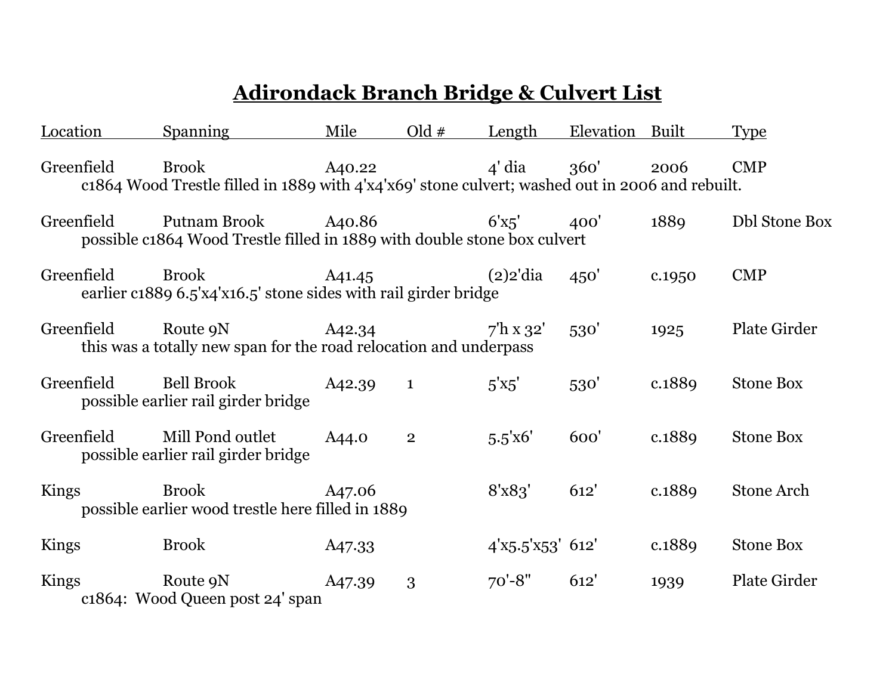# Adirondack Branch Bridge & Culvert List

| Location | Spanning | Mile | Old # | Length | Elevation | Built | Type |
|---|---|---|---|---|---|---|---|
| Greenfield | Brook | A40.22 | | 4' dia | 360' | 2006 | CMP |
| c1864 Wood Trestle filled in 1889 with 4'x4'x69' stone culvert; washed out in 2006 and rebuilt. | | | | | | | |
| Greenfield | Putnam Brook | A40.86 | | 6'x5' | 400' | 1889 | Dbl Stone Box |
| possible c1864 Wood Trestle filled in 1889 with double stone box culvert | | | | | | | |
| Greenfield | Brook | A41.45 | | (2)2'dia | 450' | c.1950 | CMP |
| earlier c1889 6.5'x4'x16.5' stone sides with rail girder bridge | | | | | | | |
| Greenfield | Route 9N | A42.34 | | 7'h x 32' | 530' | 1925 | Plate Girder |
| this was a totally new span for the road relocation and underpass | | | | | | | |
| Greenfield | Bell Brook | A42.39 | 1 | 5'x5' | 530' | c.1889 | Stone Box |
| possible earlier rail girder bridge | | | | | | | |
| Greenfield | Mill Pond outlet | A44.0 | 2 | 5.5'x6' | 600' | c.1889 | Stone Box |
| possible earlier rail girder bridge | | | | | | | |
| Kings | Brook | A47.06 | | 8'x83' | 612' | c.1889 | Stone Arch |
| possible earlier wood trestle here filled in 1889 | | | | | | | |
| Kings | Brook | A47.33 | | 4'x5.5'x53' | 612' | c.1889 | Stone Box |
| Kings | Route 9N | A47.39 | 3 | 70'-8" | 612' | 1939 | Plate Girder |
| c1864: Wood Queen post 24' span | | | | | | | |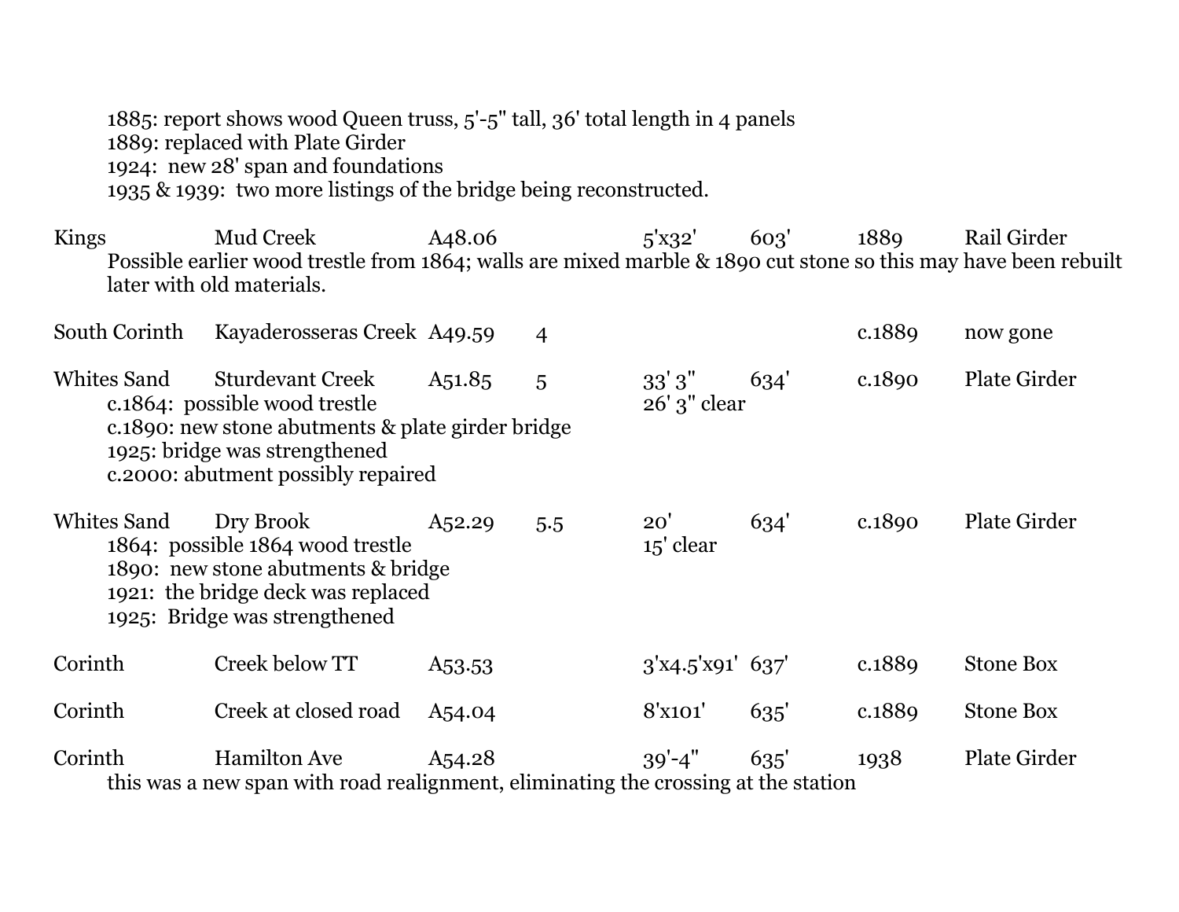1885: report shows wood Queen truss, 5'-5" tall, 36' total length in 4 panels
1889: replaced with Plate Girder
1924: new 28' span and foundations
1935 & 1939: two more listings of the bridge being reconstructed.

| | | | | | | | |
|---|---|---|---|---|---|---|---|
| Kings | Mud Creek | A48.06 | | 5'x32' | 603' | 1889 | Rail Girder |

Possible earlier wood trestle from 1864; walls are mixed marble & 1890 cut stone so this may have been rebuilt later with old materials.

| | | | | | | | |
|---|---|---|---|---|---|---|---|
| South Corinth | Kayaderosseras Creek | A49.59 | 4 | | | c.1889 | now gone |
| Whites Sand | Sturdevant Creek | A51.85 | 5 | 33' 3"<br>26' 3" clear | 634' | c.1890 | Plate Girder |

c.1864: possible wood trestle
c.1890: new stone abutments & plate girder bridge
1925: bridge was strengthened
c.2000: abutment possibly repaired

| | | | | | | | |
|---|---|---|---|---|---|---|---|
| Whites Sand | Dry Brook | A52.29 | 5.5 | 20'<br>15' clear | 634' | c.1890 | Plate Girder |

1864: possible 1864 wood trestle
1890: new stone abutments & bridge
1921: the bridge deck was replaced
1925: Bridge was strengthened

| | | | | | | | |
|---|---|---|---|---|---|---|---|
| Corinth | Creek below TT | A53.53 | | 3'x4.5'x91' | 637' | c.1889 | Stone Box |
| Corinth | Creek at closed road | A54.04 | | 8'x101' | 635' | c.1889 | Stone Box |
| Corinth | Hamilton Ave | A54.28 | | 39'-4" | 635' | 1938 | Plate Girder |

this was a new span with road realignment, eliminating the crossing at the station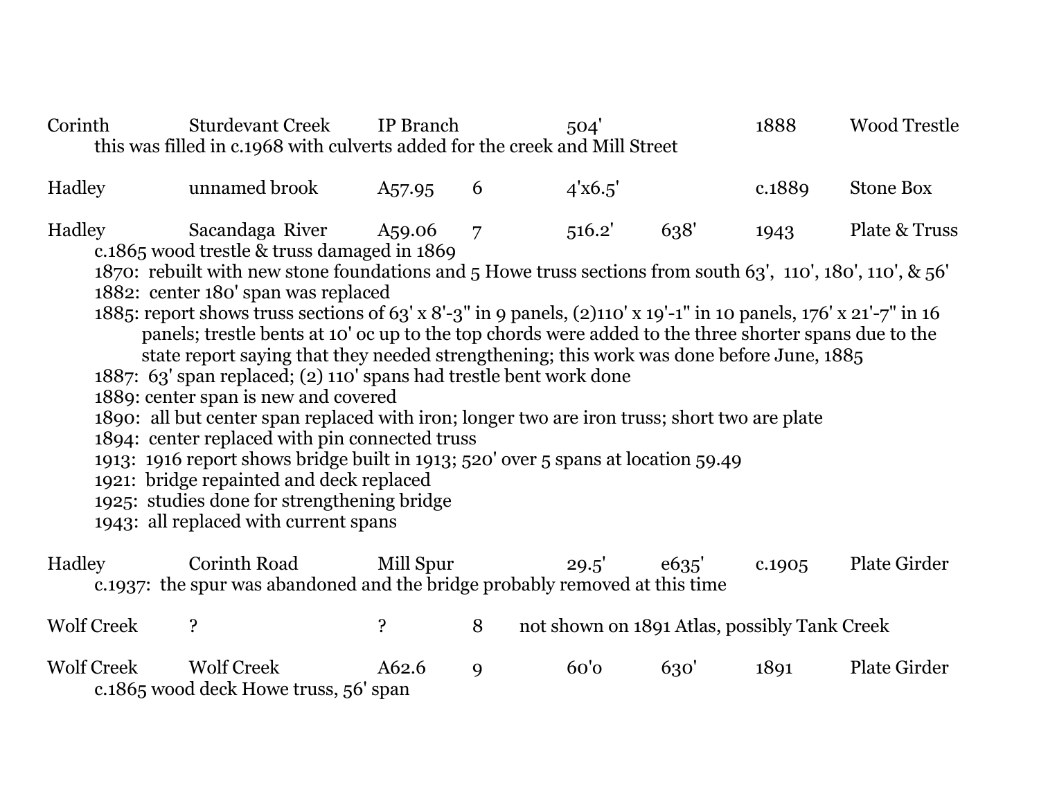Corinth Sturdevant Creek IP Branch 504' 1888 Wood Trestle

this was filled in c.1968 with culverts added for the creek and Mill Street

Hadley unnamed brook A57.95 6 4'x6.5' c.1889 Stone Box

Hadley Sacandaga River A59.06 7 516.2' 638' 1943 Plate & Truss

c.1865 wood trestle & truss damaged in 1869

1870: rebuilt with new stone foundations and 5 Howe truss sections from south 63', 110', 180', 110', & 56'

1882: center 180' span was replaced

1885: report shows truss sections of 63' x 8'-3" in 9 panels, (2)110' x 19'-1" in 10 panels, 176' x 21'-7" in 16 panels; trestle bents at 10' oc up to the top chords were added to the three shorter spans due to the state report saying that they needed strengthening; this work was done before June, 1885

1887: 63' span replaced; (2) 110' spans had trestle bent work done

1889: center span is new and covered

1890: all but center span replaced with iron; longer two are iron truss; short two are plate

1894: center replaced with pin connected truss

1913: 1916 report shows bridge built in 1913; 520' over 5 spans at location 59.49

1921: bridge repainted and deck replaced

1925: studies done for strengthening bridge

1943: all replaced with current spans

Hadley Corinth Road Mill Spur 29.5' e635' c.1905 Plate Girder

c.1937: the spur was abandoned and the bridge probably removed at this time

Wolf Creek ? ? 8 not shown on 1891 Atlas, possibly Tank Creek

Wolf Creek Wolf Creek A62.6 9 60'0 630' 1891 Plate Girder

c.1865 wood deck Howe truss, 56' span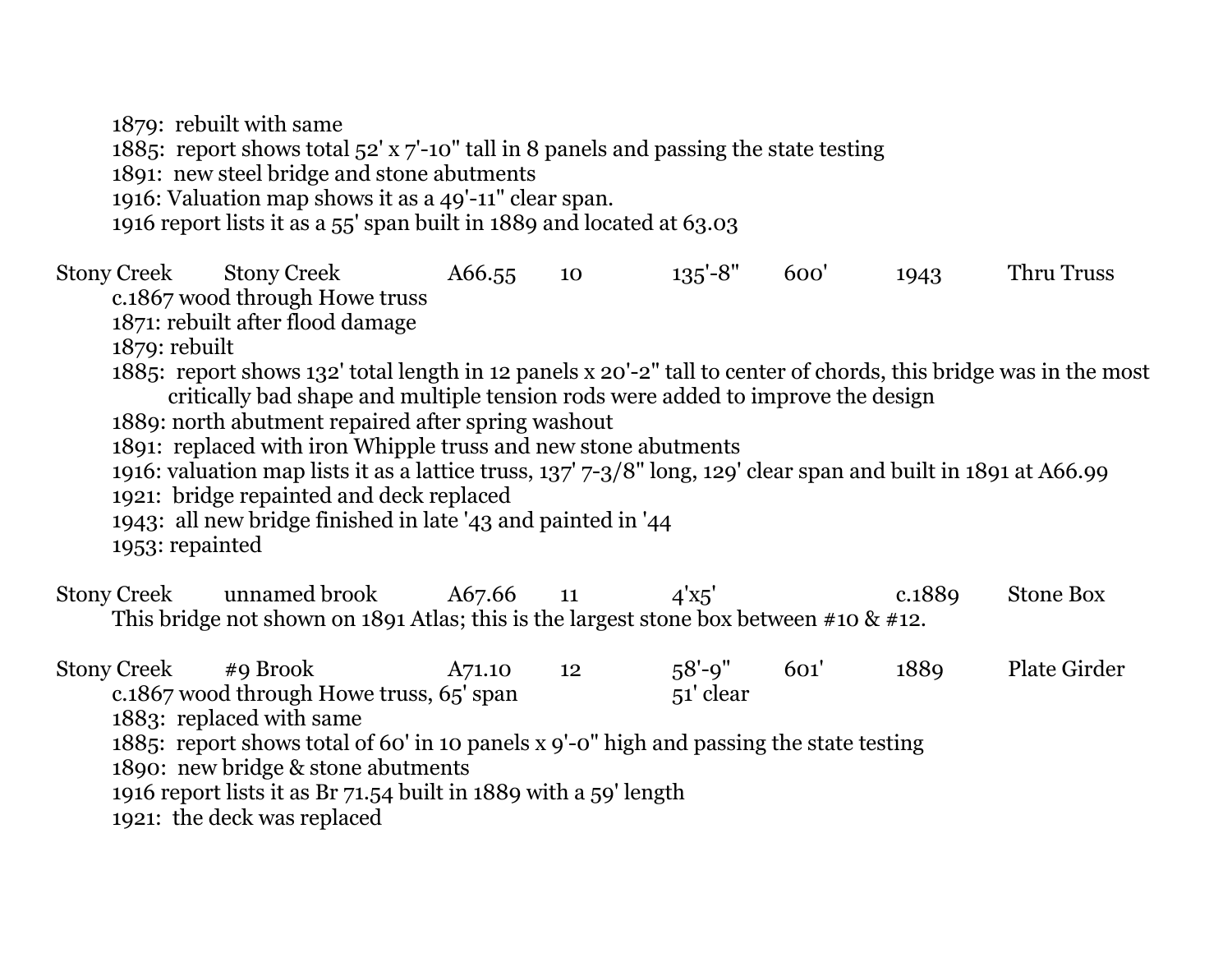1879: rebuilt with same
1885: report shows total 52' x 7'-10" tall in 8 panels and passing the state testing
1891: new steel bridge and stone abutments
1916: Valuation map shows it as a 49'-11" clear span.
1916 report lists it as a 55' span built in 1889 and located at 63.03

| Stony Creek | Stony Creek | A66.55 | 10 | 135'-8" | 600' | 1943 | Thru Truss |
|---|---|---|---|---|---|---|---|

c.1867 wood through Howe truss
1871: rebuilt after flood damage
1879: rebuilt
1885: report shows 132' total length in 12 panels x 20'-2" tall to center of chords, this bridge was in the most critically bad shape and multiple tension rods were added to improve the design
1889: north abutment repaired after spring washout
1891: replaced with iron Whipple truss and new stone abutments
1916: valuation map lists it as a lattice truss, 137' 7-3/8" long, 129' clear span and built in 1891 at A66.99
1921: bridge repainted and deck replaced
1943: all new bridge finished in late '43 and painted in '44
1953: repainted

| Stony Creek | unnamed brook | A67.66 | 11 | 4'x5' | | c.1889 | Stone Box |
|---|---|---|---|---|---|---|---|

This bridge not shown on 1891 Atlas; this is the largest stone box between #10 & #12.

| Stony Creek | #9 Brook | A71.10 | 12 | 58'-9" | 601' | 1889 | Plate Girder |
|---|---|---|---|---|---|---|---|

c.1867 wood through Howe truss, 65' span — 51' clear
1883: replaced with same
1885: report shows total of 60' in 10 panels x 9'-0" high and passing the state testing
1890: new bridge & stone abutments
1916 report lists it as Br 71.54 built in 1889 with a 59' length
1921: the deck was replaced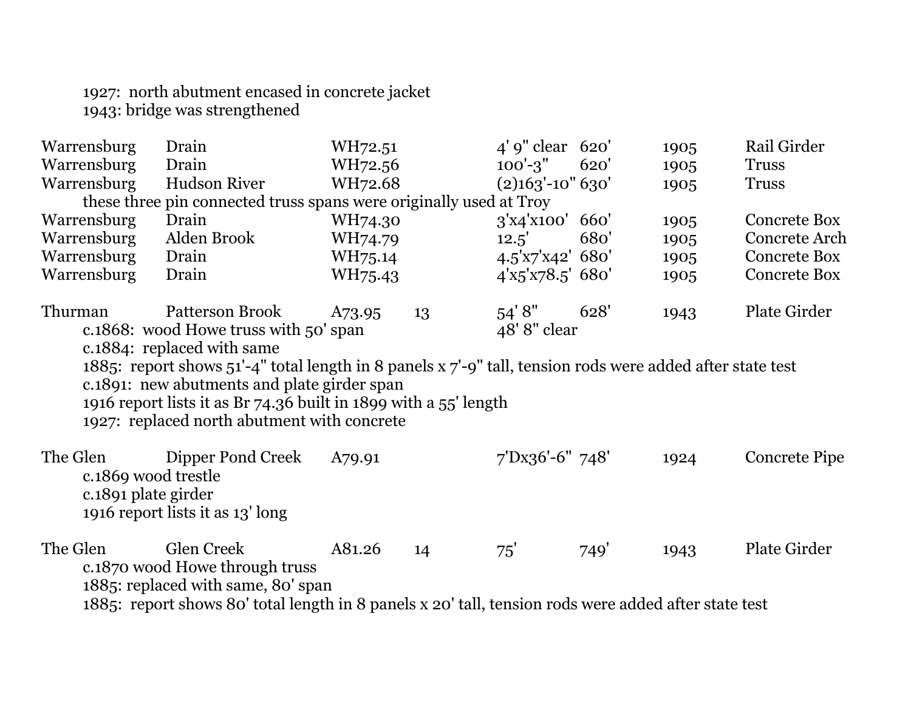1927: north abutment encased in concrete jacket
1943: bridge was strengthened

| | | | | | | | |
|---|---|---|---|---|---|---|---|
| Warrensburg | Drain | WH72.51 | | 4' 9" clear | 620' | 1905 | Rail Girder |
| Warrensburg | Drain | WH72.56 | | 100'-3" | 620' | 1905 | Truss |
| Warrensburg | Hudson River | WH72.68 | | (2)163'-10" | 630' | 1905 | Truss |

these three pin connected truss spans were originally used at Troy

| | | | | | | | |
|---|---|---|---|---|---|---|---|
| Warrensburg | Drain | WH74.30 | | 3'x4'x100' | 660' | 1905 | Concrete Box |
| Warrensburg | Alden Brook | WH74.79 | | 12.5' | 680' | 1905 | Concrete Arch |
| Warrensburg | Drain | WH75.14 | | 4.5'x7'x42' | 680' | 1905 | Concrete Box |
| Warrensburg | Drain | WH75.43 | | 4'x5'x78.5' | 680' | 1905 | Concrete Box |

| | | | | | | | |
|---|---|---|---|---|---|---|---|
| Thurman | Patterson Brook | A73.95 | 13 | 54' 8" | 628' | 1943 | Plate Girder |

c.1868: wood Howe truss with 50' span 48' 8" clear
c.1884: replaced with same
1885: report shows 51'-4" total length in 8 panels x 7'-9" tall, tension rods were added after state test
c.1891: new abutments and plate girder span
1916 report lists it as Br 74.36 built in 1899 with a 55' length
1927: replaced north abutment with concrete

| | | | | | | | |
|---|---|---|---|---|---|---|---|
| The Glen | Dipper Pond Creek | A79.91 | | 7'Dx36'-6" | 748' | 1924 | Concrete Pipe |

c.1869 wood trestle
c.1891 plate girder
1916 report lists it as 13' long

| | | | | | | | |
|---|---|---|---|---|---|---|---|
| The Glen | Glen Creek | A81.26 | 14 | 75' | 749' | 1943 | Plate Girder |

c.1870 wood Howe through truss
1885: replaced with same, 80' span
1885: report shows 80' total length in 8 panels x 20' tall, tension rods were added after state test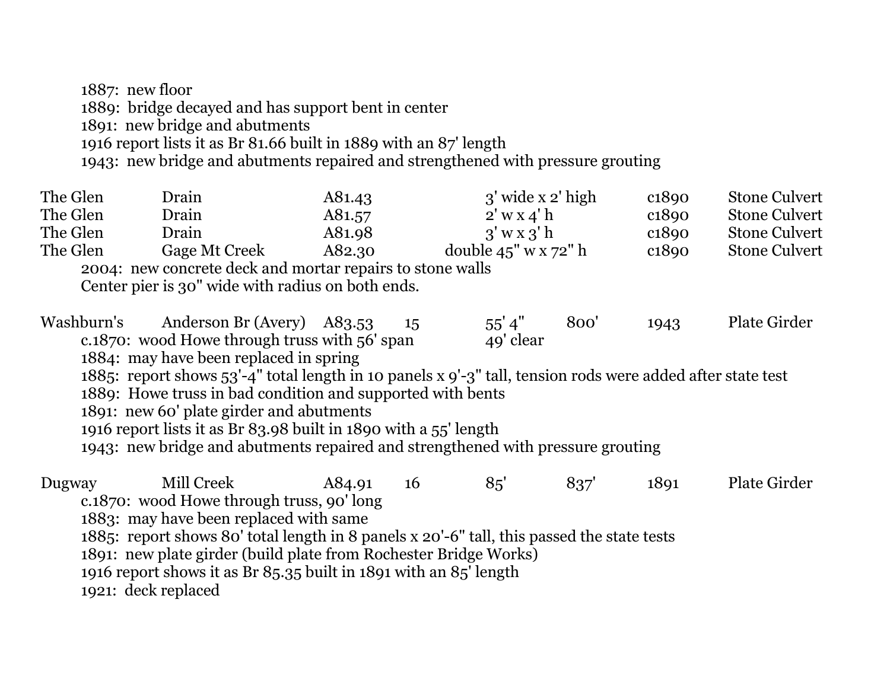1887: new floor
1889: bridge decayed and has support bent in center
1891: new bridge and abutments
1916 report lists it as Br 81.66 built in 1889 with an 87' length
1943: new bridge and abutments repaired and strengthened with pressure grouting

| | | | | | | | |
|---|---|---|---|---|---|---|---|
| The Glen | Drain | A81.43 | | 3' wide x 2' high | | c1890 | Stone Culvert |
| The Glen | Drain | A81.57 | | 2' w x 4' h | | c1890 | Stone Culvert |
| The Glen | Drain | A81.98 | | 3' w x 3' h | | c1890 | Stone Culvert |
| The Glen | Gage Mt Creek | A82.30 | | double 45" w x 72" h | | c1890 | Stone Culvert |

2004: new concrete deck and mortar repairs to stone walls
Center pier is 30" wide with radius on both ends.

| | | | | | | | |
|---|---|---|---|---|---|---|---|
| Washburn's | Anderson Br (Avery) | A83.53 | 15 | 55' 4" | 800' | 1943 | Plate Girder |

c.1870: wood Howe through truss with 56' span 49' clear
1884: may have been replaced in spring
1885: report shows 53'-4" total length in 10 panels x 9'-3" tall, tension rods were added after state test
1889: Howe truss in bad condition and supported with bents
1891: new 60' plate girder and abutments
1916 report lists it as Br 83.98 built in 1890 with a 55' length
1943: new bridge and abutments repaired and strengthened with pressure grouting

| | | | | | | | |
|---|---|---|---|---|---|---|---|
| Dugway | Mill Creek | A84.91 | 16 | 85' | 837' | 1891 | Plate Girder |

c.1870: wood Howe through truss, 90' long
1883: may have been replaced with same
1885: report shows 80' total length in 8 panels x 20'-6" tall, this passed the state tests
1891: new plate girder (build plate from Rochester Bridge Works)
1916 report shows it as Br 85.35 built in 1891 with an 85' length
1921: deck replaced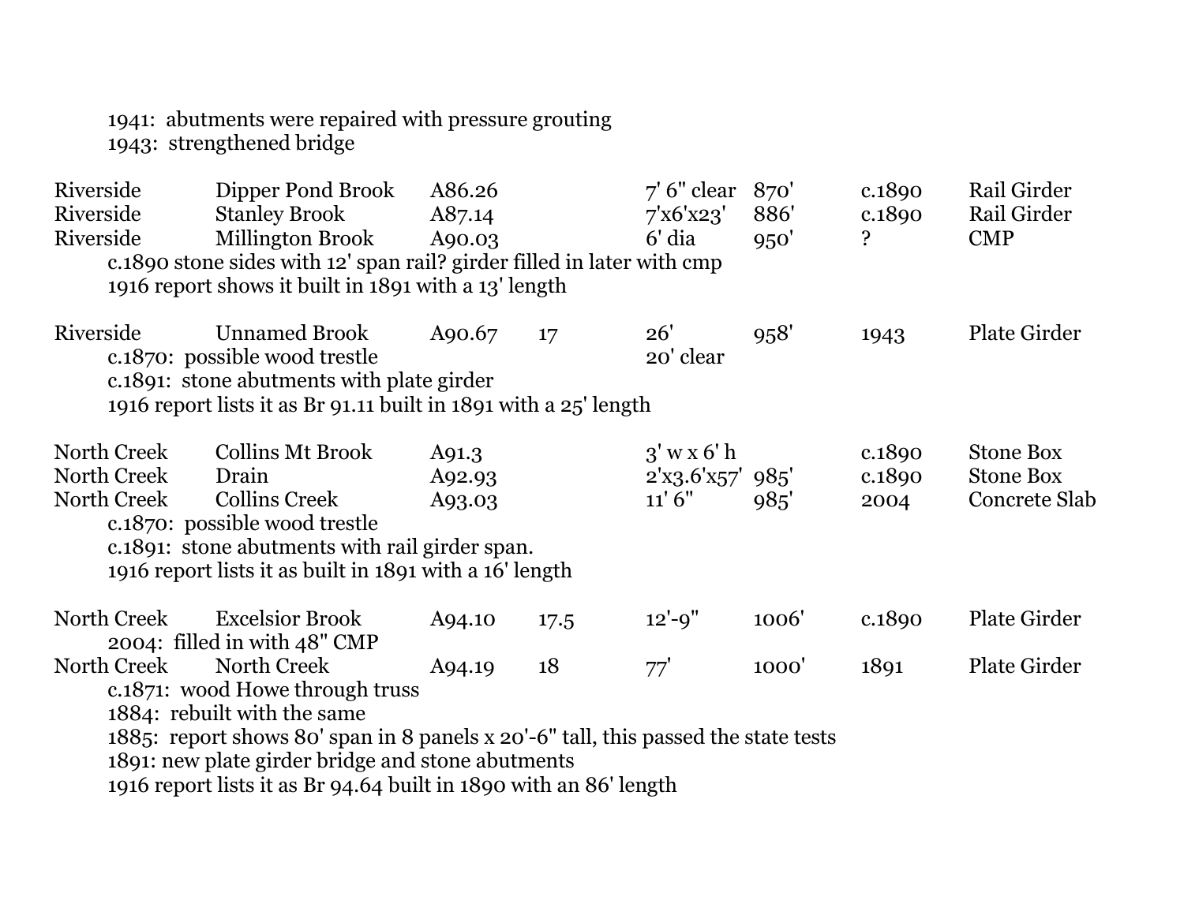1941: abutments were repaired with pressure grouting
1943: strengthened bridge

| | | | | | | | |
|---|---|---|---|---|---|---|---|
| Riverside | Dipper Pond Brook | A86.26 | | 7' 6" clear | 870' | c.1890 | Rail Girder |
| Riverside | Stanley Brook | A87.14 | | 7'x6'x23' | 886' | c.1890 | Rail Girder |
| Riverside | Millington Brook | A90.03 | | 6' dia | 950' | ? | CMP |

c.1890 stone sides with 12' span rail? girder filled in later with cmp
1916 report shows it built in 1891 with a 13' length

| | | | | | | | |
|---|---|---|---|---|---|---|---|
| Riverside | Unnamed Brook | A90.67 | 17 | 26' | 958' | 1943 | Plate Girder |

c.1870: possible wood trestle — 20' clear
c.1891: stone abutments with plate girder
1916 report lists it as Br 91.11 built in 1891 with a 25' length

| | | | | | | | |
|---|---|---|---|---|---|---|---|
| North Creek | Collins Mt Brook | A91.3 | | 3' w x 6' h | | c.1890 | Stone Box |
| North Creek | Drain | A92.93 | | 2'x3.6'x57' | 985' | c.1890 | Stone Box |
| North Creek | Collins Creek | A93.03 | | 11' 6" | 985' | 2004 | Concrete Slab |

c.1870: possible wood trestle
c.1891: stone abutments with rail girder span.
1916 report lists it as built in 1891 with a 16' length

| | | | | | | | |
|---|---|---|---|---|---|---|---|
| North Creek | Excelsior Brook | A94.10 | 17.5 | 12'-9" | 1006' | c.1890 | Plate Girder |

2004: filled in with 48" CMP

| | | | | | | | |
|---|---|---|---|---|---|---|---|
| North Creek | North Creek | A94.19 | 18 | 77' | 1000' | 1891 | Plate Girder |

c.1871: wood Howe through truss
1884: rebuilt with the same
1885: report shows 80' span in 8 panels x 20'-6" tall, this passed the state tests
1891: new plate girder bridge and stone abutments
1916 report lists it as Br 94.64 built in 1890 with an 86' length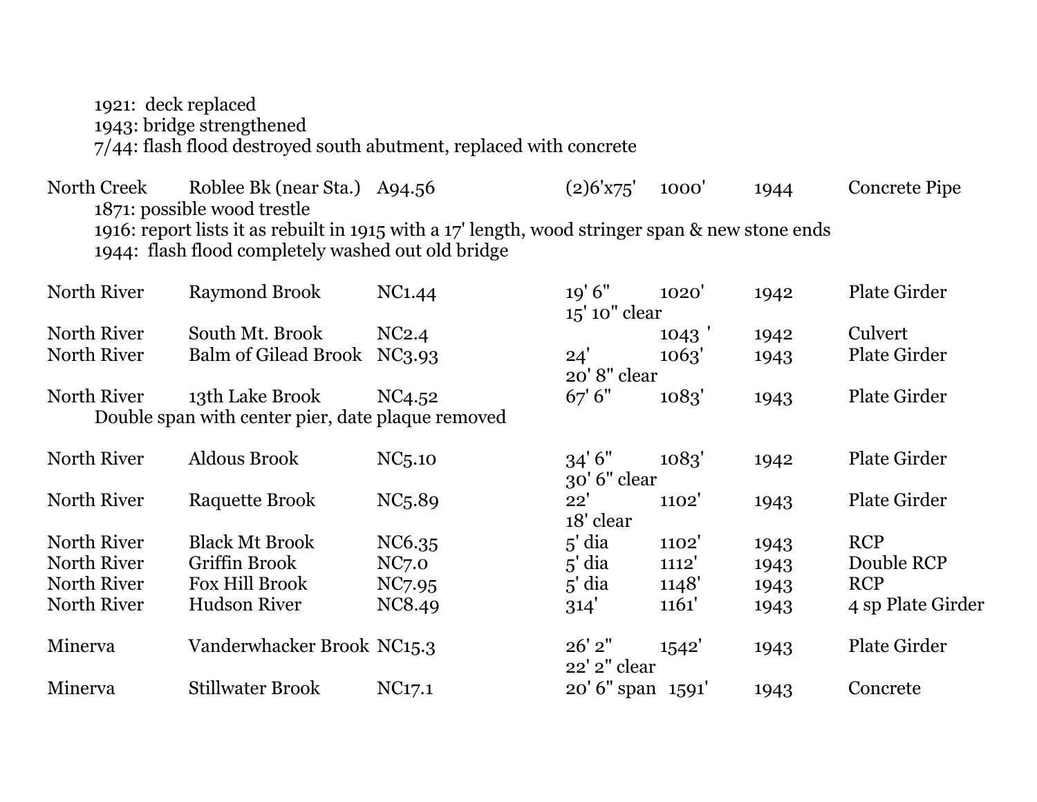1921: deck replaced
1943: bridge strengthened
7/44: flash flood destroyed south abutment, replaced with concrete

| | | | | | | |
|---|---|---|---|---|---|---|
| North Creek | Roblee Bk (near Sta.) | A94.56 | (2)6'x75' | 1000' | 1944 | Concrete Pipe |

1871: possible wood trestle
1916: report lists it as rebuilt in 1915 with a 17' length, wood stringer span & new stone ends
1944: flash flood completely washed out old bridge

| | | | | | | |
|---|---|---|---|---|---|---|
| North River | Raymond Brook | NC1.44 | 19' 6" 15' 10" clear | 1020' | 1942 | Plate Girder |
| North River | South Mt. Brook | NC2.4 | | 1043 ' | 1942 | Culvert |
| North River | Balm of Gilead Brook | NC3.93 | 24' 20' 8" clear | 1063' | 1943 | Plate Girder |
| North River | 13th Lake Brook | NC4.52 | 67' 6" | 1083' | 1943 | Plate Girder |

Double span with center pier, date plaque removed

| | | | | | | |
|---|---|---|---|---|---|---|
| North River | Aldous Brook | NC5.10 | 34' 6" 30' 6" clear | 1083' | 1942 | Plate Girder |
| North River | Raquette Brook | NC5.89 | 22' 18' clear | 1102' | 1943 | Plate Girder |
| North River | Black Mt Brook | NC6.35 | 5' dia | 1102' | 1943 | RCP |
| North River | Griffin Brook | NC7.0 | 5' dia | 1112' | 1943 | Double RCP |
| North River | Fox Hill Brook | NC7.95 | 5' dia | 1148' | 1943 | RCP |
| North River | Hudson River | NC8.49 | 314' | 1161' | 1943 | 4 sp Plate Girder |
| Minerva | Vanderwhacker Brook | NC15.3 | 26' 2" 22' 2" clear | 1542' | 1943 | Plate Girder |
| Minerva | Stillwater Brook | NC17.1 | 20' 6" span | 1591' | 1943 | Concrete |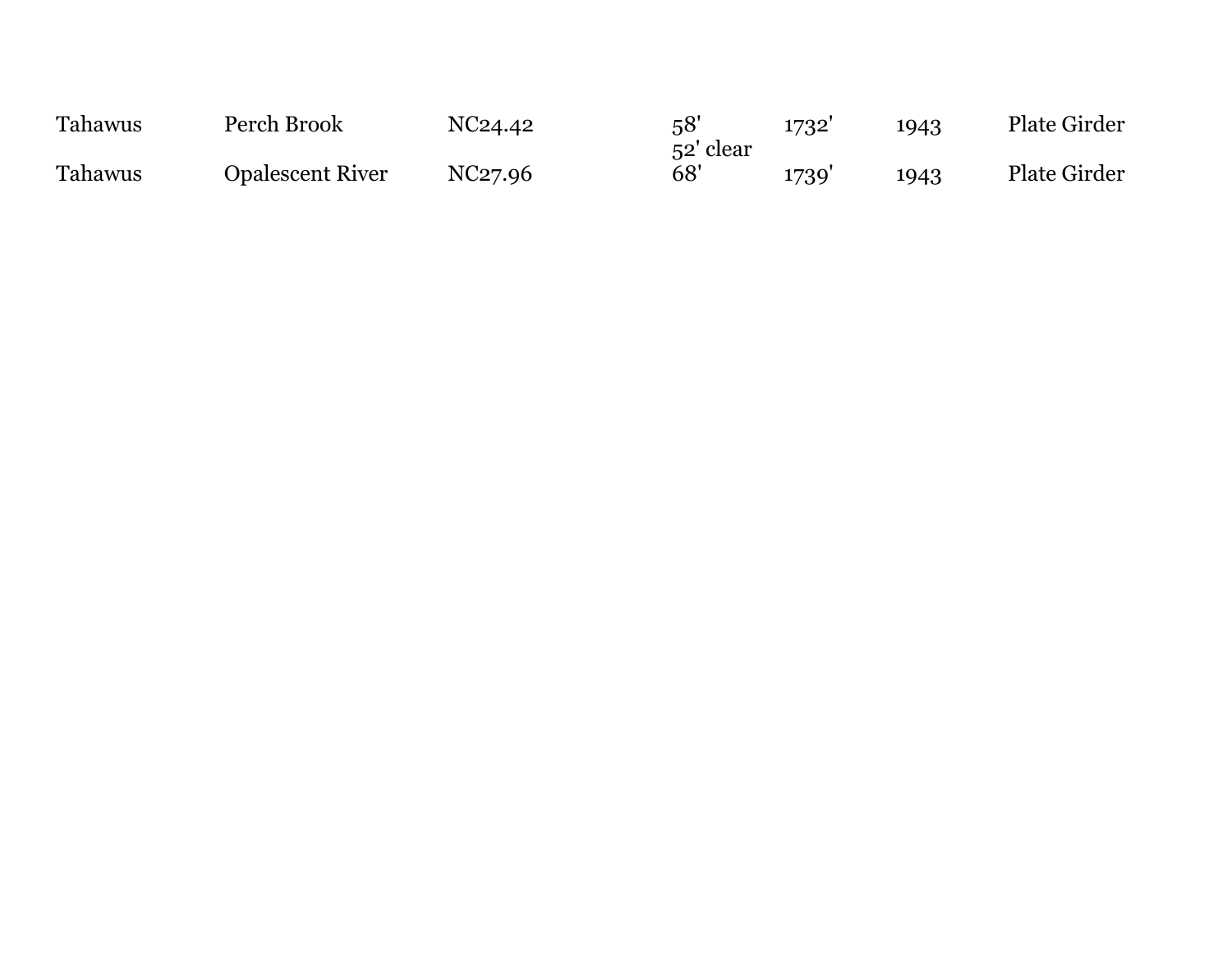| | | | | | | |
|---|---|---|---|---|---|---|
| Tahawus | Perch Brook | NC24.42 | 58' 52' clear | 1732' | 1943 | Plate Girder |
| Tahawus | Opalescent River | NC27.96 | 68' | 1739' | 1943 | Plate Girder |